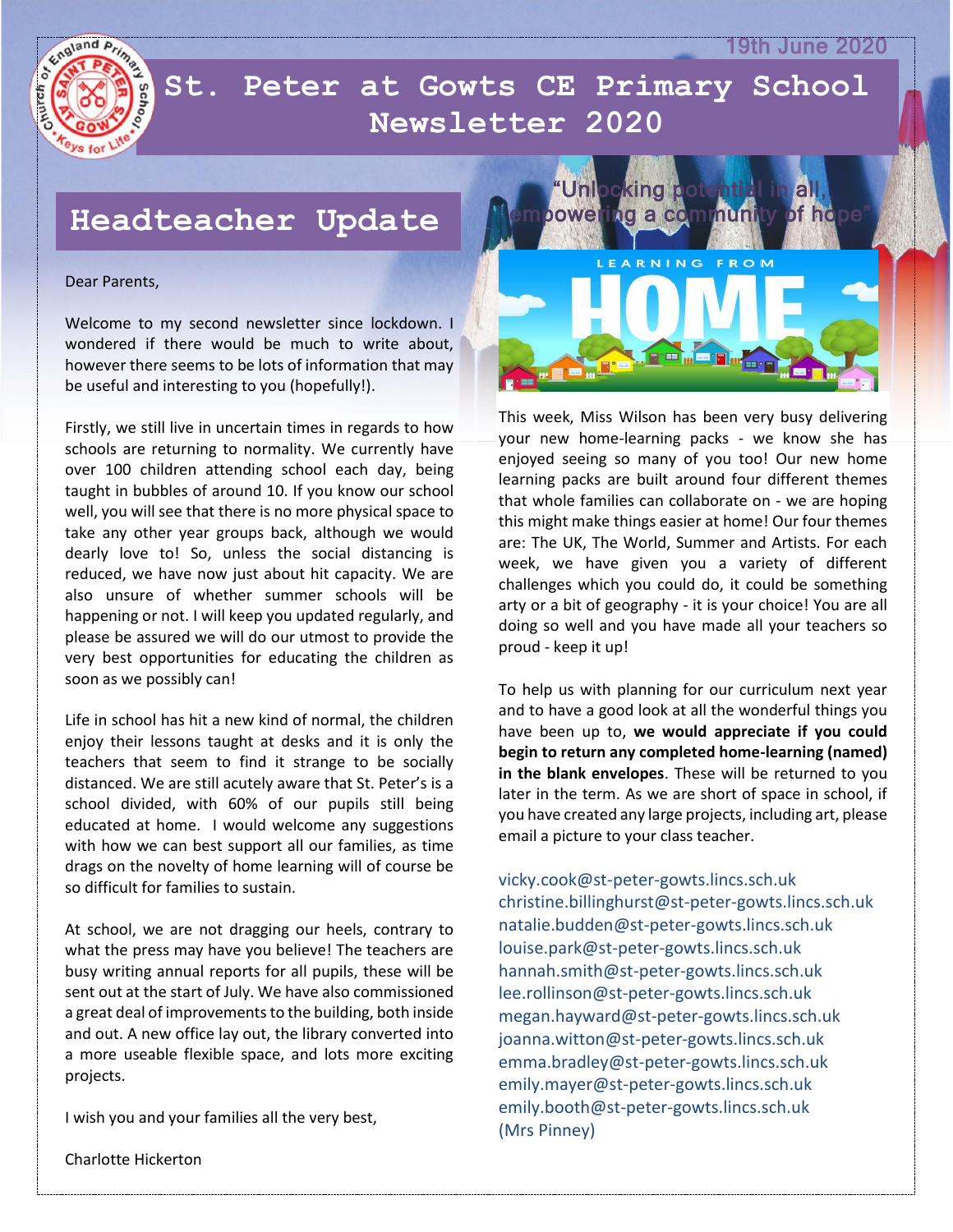19th June 2020

# St. Peter at Gowts CE Primary School Newsletter 2020

"Unlocking potential in all, empowering a community of hope"

## Headteacher Update

Dear Parents,

Welcome to my second newsletter since lockdown. I wondered if there would be much to write about, however there seems to be lots of information that may be useful and interesting to you (hopefully!).

Firstly, we still live in uncertain times in regards to how schools are returning to normality. We currently have over 100 children attending school each day, being taught in bubbles of around 10. If you know our school well, you will see that there is no more physical space to take any other year groups back, although we would dearly love to! So, unless the social distancing is reduced, we have now just about hit capacity. We are also unsure of whether summer schools will be happening or not. I will keep you updated regularly, and please be assured we will do our utmost to provide the very best opportunities for educating the children as soon as we possibly can!

Life in school has hit a new kind of normal, the children enjoy their lessons taught at desks and it is only the teachers that seem to find it strange to be socially distanced. We are still acutely aware that St. Peter's is a school divided, with 60% of our pupils still being educated at home. I would welcome any suggestions with how we can best support all our families, as time drags on the novelty of home learning will of course be so difficult for families to sustain.

At school, we are not dragging our heels, contrary to what the press may have you believe! The teachers are busy writing annual reports for all pupils, these will be sent out at the start of July. We have also commissioned a great deal of improvements to the building, both inside and out. A new office lay out, the library converted into a more useable flexible space, and lots more exciting projects.

I wish you and your families all the very best,

Charlotte Hickerton

## Learning from Home

This week, Miss Wilson has been very busy delivering your new home-learning packs - we know she has enjoyed seeing so many of you too! Our new home learning packs are built around four different themes that whole families can collaborate on - we are hoping this might make things easier at home! Our four themes are: The UK, The World, Summer and Artists. For each week, we have given you a variety of different challenges which you could do, it could be something arty or a bit of geography - it is your choice! You are all doing so well and you have made all your teachers so proud - keep it up!

To help us with planning for our curriculum next year and to have a good look at all the wonderful things you have been up to, **we would appreciate if you could begin to return any completed home-learning (named) in the blank envelopes**. These will be returned to you later in the term. As we are short of space in school, if you have created any large projects, including art, please email a picture to your class teacher.

vicky.cook@st-peter-gowts.lincs.sch.uk
christine.billinghurst@st-peter-gowts.lincs.sch.uk
natalie.budden@st-peter-gowts.lincs.sch.uk
louise.park@st-peter-gowts.lincs.sch.uk
hannah.smith@st-peter-gowts.lincs.sch.uk
lee.rollinson@st-peter-gowts.lincs.sch.uk
megan.hayward@st-peter-gowts.lincs.sch.uk
joanna.witton@st-peter-gowts.lincs.sch.uk
emma.bradley@st-peter-gowts.lincs.sch.uk
emily.mayer@st-peter-gowts.lincs.sch.uk
emily.booth@st-peter-gowts.lincs.sch.uk
(Mrs Pinney)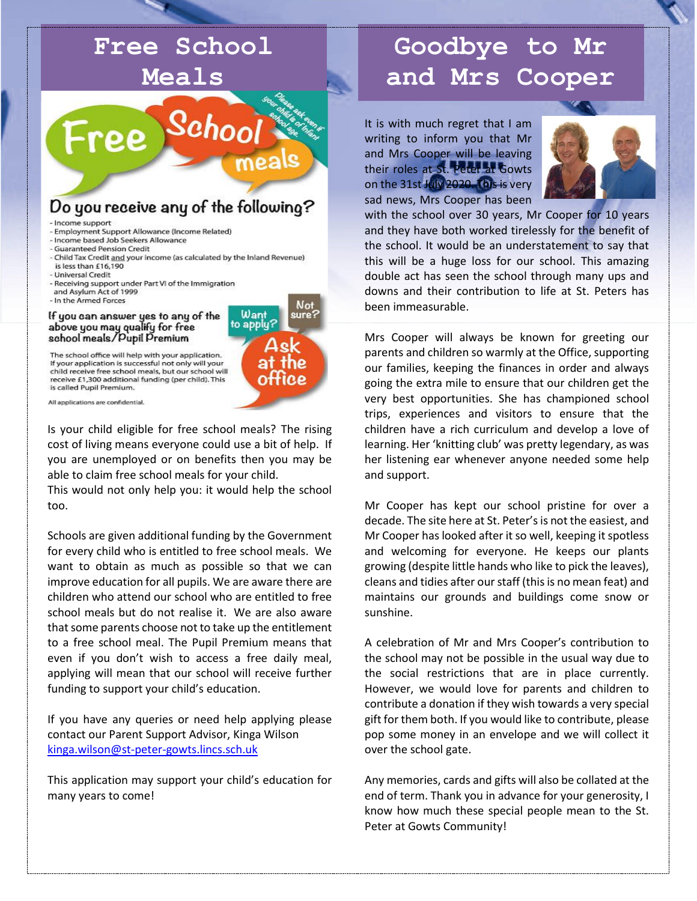# Free School Meals

**Free School meals**

*Please ask even if your child is of Infant school age.*

## Do you receive any of the following?

- Income support
- Employment Support Allowance (Income Related)
- Income based Job Seekers Allowance
- Guaranteed Pension Credit
- Child Tax Credit and your income (as calculated by the Inland Revenue) is less than £16,190
- Universal Credit
- Receiving support under Part VI of the Immigration and Asylum Act of 1999
- In the Armed Forces

**If you can answer yes to any of the above you may qualify for free school meals/Pupil Premium**

Want to apply? Not sure? **Ask at the office**

The school office will help with your application. If your application is successful not only will your child receive free school meals, but our school will receive £1,300 additional funding (per child). This is called Pupil Premium.

All applications are confidential.

Is your child eligible for free school meals? The rising cost of living means everyone could use a bit of help. If you are unemployed or on benefits then you may be able to claim free school meals for your child.
This would not only help you: it would help the school too.

Schools are given additional funding by the Government for every child who is entitled to free school meals. We want to obtain as much as possible so that we can improve education for all pupils. We are aware there are children who attend our school who are entitled to free school meals but do not realise it. We are also aware that some parents choose not to take up the entitlement to a free school meal. The Pupil Premium means that even if you don't wish to access a free daily meal, applying will mean that our school will receive further funding to support your child's education.

If you have any queries or need help applying please contact our Parent Support Advisor, Kinga Wilson
kinga.wilson@st-peter-gowts.lincs.sch.uk

This application may support your child's education for many years to come!

# Goodbye to Mr and Mrs Cooper

It is with much regret that I am writing to inform you that Mr and Mrs Cooper will be leaving their roles at St. Peter at Gowts on the 31st July 2020. This is very sad news, Mrs Cooper has been with the school over 30 years, Mr Cooper for 10 years and they have both worked tirelessly for the benefit of the school. It would be an understatement to say that this will be a huge loss for our school. This amazing double act has seen the school through many ups and downs and their contribution to life at St. Peters has been immeasurable.

Mrs Cooper will always be known for greeting our parents and children so warmly at the Office, supporting our families, keeping the finances in order and always going the extra mile to ensure that our children get the very best opportunities. She has championed school trips, experiences and visitors to ensure that the children have a rich curriculum and develop a love of learning. Her 'knitting club' was pretty legendary, as was her listening ear whenever anyone needed some help and support.

Mr Cooper has kept our school pristine for over a decade. The site here at St. Peter's is not the easiest, and Mr Cooper has looked after it so well, keeping it spotless and welcoming for everyone. He keeps our plants growing (despite little hands who like to pick the leaves), cleans and tidies after our staff (this is no mean feat) and maintains our grounds and buildings come snow or sunshine.

A celebration of Mr and Mrs Cooper's contribution to the school may not be possible in the usual way due to the social restrictions that are in place currently. However, we would love for parents and children to contribute a donation if they wish towards a very special gift for them both. If you would like to contribute, please pop some money in an envelope and we will collect it over the school gate.

Any memories, cards and gifts will also be collated at the end of term. Thank you in advance for your generosity, I know how much these special people mean to the St. Peter at Gowts Community!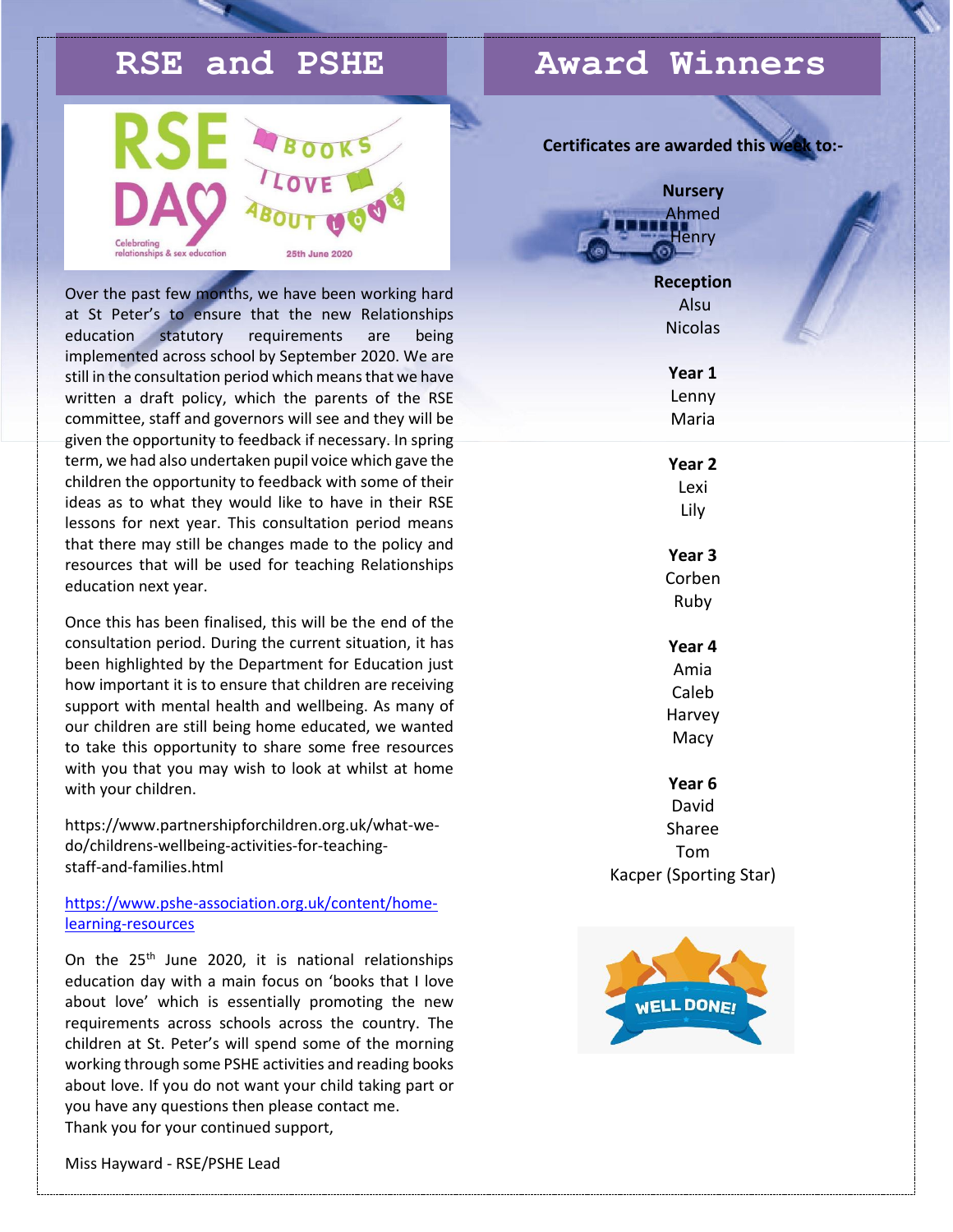## RSE and PSHE

Over the past few months, we have been working hard at St Peter's to ensure that the new Relationships education statutory requirements are being implemented across school by September 2020. We are still in the consultation period which means that we have written a draft policy, which the parents of the RSE committee, staff and governors will see and they will be given the opportunity to feedback if necessary. In spring term, we had also undertaken pupil voice which gave the children the opportunity to feedback with some of their ideas as to what they would like to have in their RSE lessons for next year. This consultation period means that there may still be changes made to the policy and resources that will be used for teaching Relationships education next year.

Once this has been finalised, this will be the end of the consultation period. During the current situation, it has been highlighted by the Department for Education just how important it is to ensure that children are receiving support with mental health and wellbeing. As many of our children are still being home educated, we wanted to take this opportunity to share some free resources with you that you may wish to look at whilst at home with your children.

https://www.partnershipforchildren.org.uk/what-we-do/childrens-wellbeing-activities-for-teaching-staff-and-families.html

https://www.pshe-association.org.uk/content/home-learning-resources

On the 25th June 2020, it is national relationships education day with a main focus on 'books that I love about love' which is essentially promoting the new requirements across schools across the country. The children at St. Peter's will spend some of the morning working through some PSHE activities and reading books about love. If you do not want your child taking part or you have any questions then please contact me.

Thank you for your continued support,

Miss Hayward - RSE/PSHE Lead

## Award Winners

**Certificates are awarded this week to:-**

**Nursery**
Ahmed
Henry

**Reception**
Alsu
Nicolas

**Year 1**
Lenny
Maria

**Year 2**
Lexi
Lily

**Year 3**
Corben
Ruby

**Year 4**
Amia
Caleb
Harvey
Macy

**Year 6**
David
Sharee
Tom
Kacper (Sporting Star)